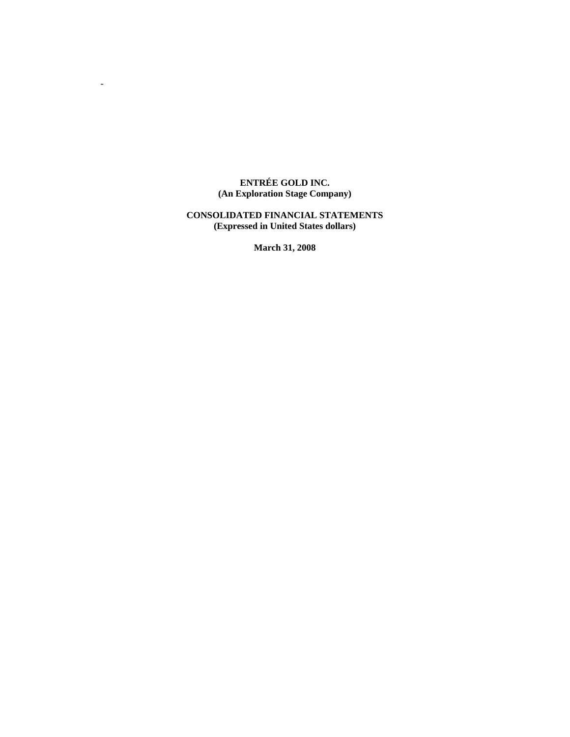**ENTRÉE GOLD INC.**
**(An Exploration Stage Company)**

**CONSOLIDATED FINANCIAL STATEMENTS**
**(Expressed in United States dollars)**

**March 31, 2008**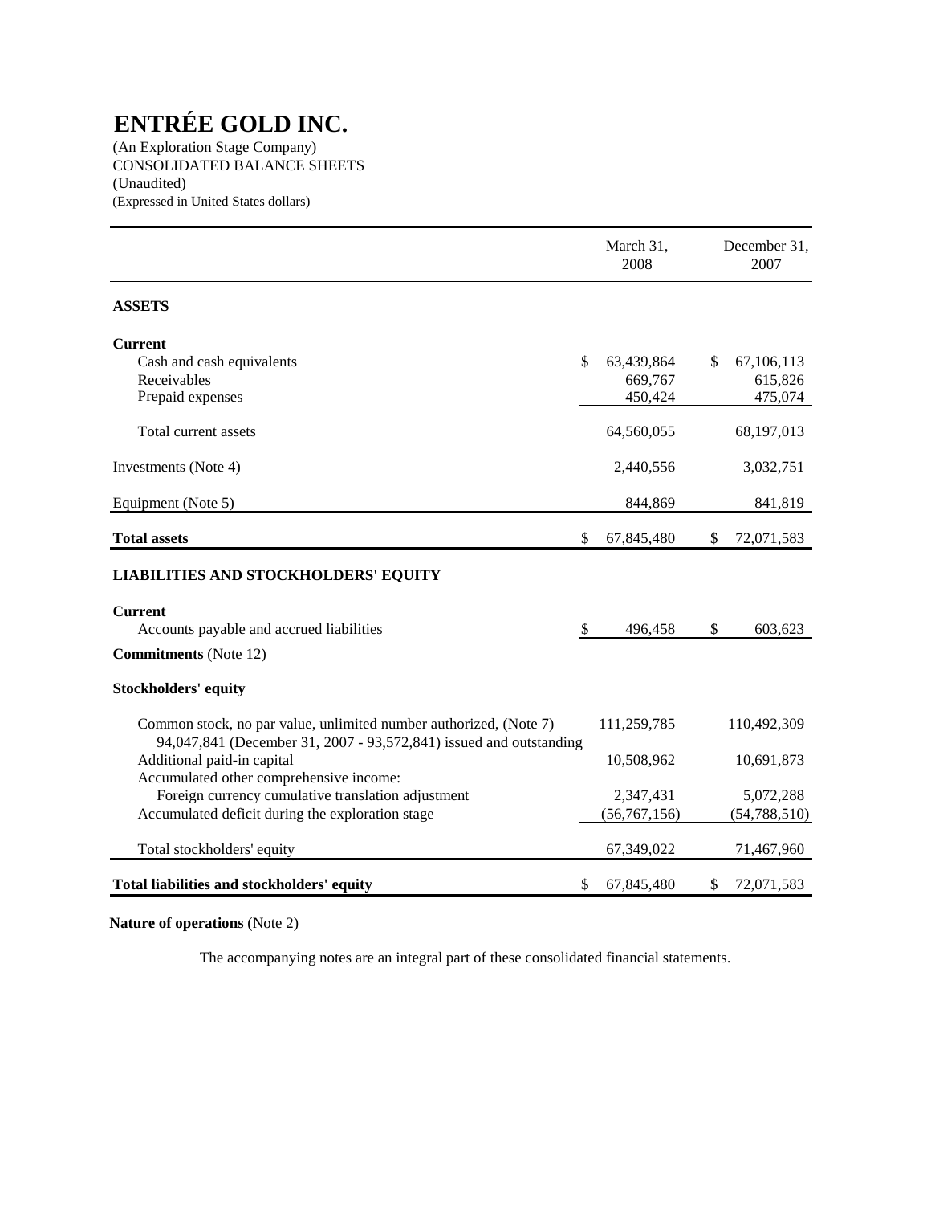# ENTRÉE GOLD INC.

(An Exploration Stage Company)
CONSOLIDATED BALANCE SHEETS
(Unaudited)
(Expressed in United States dollars)

| | March 31, 2008 | December 31, 2007 |
|---|---|---|
| **ASSETS** | | |
| **Current** | | |
| Cash and cash equivalents | $ 63,439,864 | $ 67,106,113 |
| Receivables | 669,767 | 615,826 |
| Prepaid expenses | 450,424 | 475,074 |
| Total current assets | 64,560,055 | 68,197,013 |
| Investments (Note 4) | 2,440,556 | 3,032,751 |
| Equipment (Note 5) | 844,869 | 841,819 |
| **Total assets** | $ 67,845,480 | $ 72,071,583 |
| **LIABILITIES AND STOCKHOLDERS' EQUITY** | | |
| **Current** | | |
| Accounts payable and accrued liabilities | $ 496,458 | $ 603,623 |
| **Commitments** (Note 12) | | |
| **Stockholders' equity** | | |
| Common stock, no par value, unlimited number authorized, (Note 7) 94,047,841 (December 31, 2007 - 93,572,841) issued and outstanding | 111,259,785 | 110,492,309 |
| Additional paid-in capital | 10,508,962 | 10,691,873 |
| Accumulated other comprehensive income: | | |
| Foreign currency cumulative translation adjustment | 2,347,431 | 5,072,288 |
| Accumulated deficit during the exploration stage | (56,767,156) | (54,788,510) |
| Total stockholders' equity | 67,349,022 | 71,467,960 |
| **Total liabilities and stockholders' equity** | $ 67,845,480 | $ 72,071,583 |

**Nature of operations** (Note 2)

The accompanying notes are an integral part of these consolidated financial statements.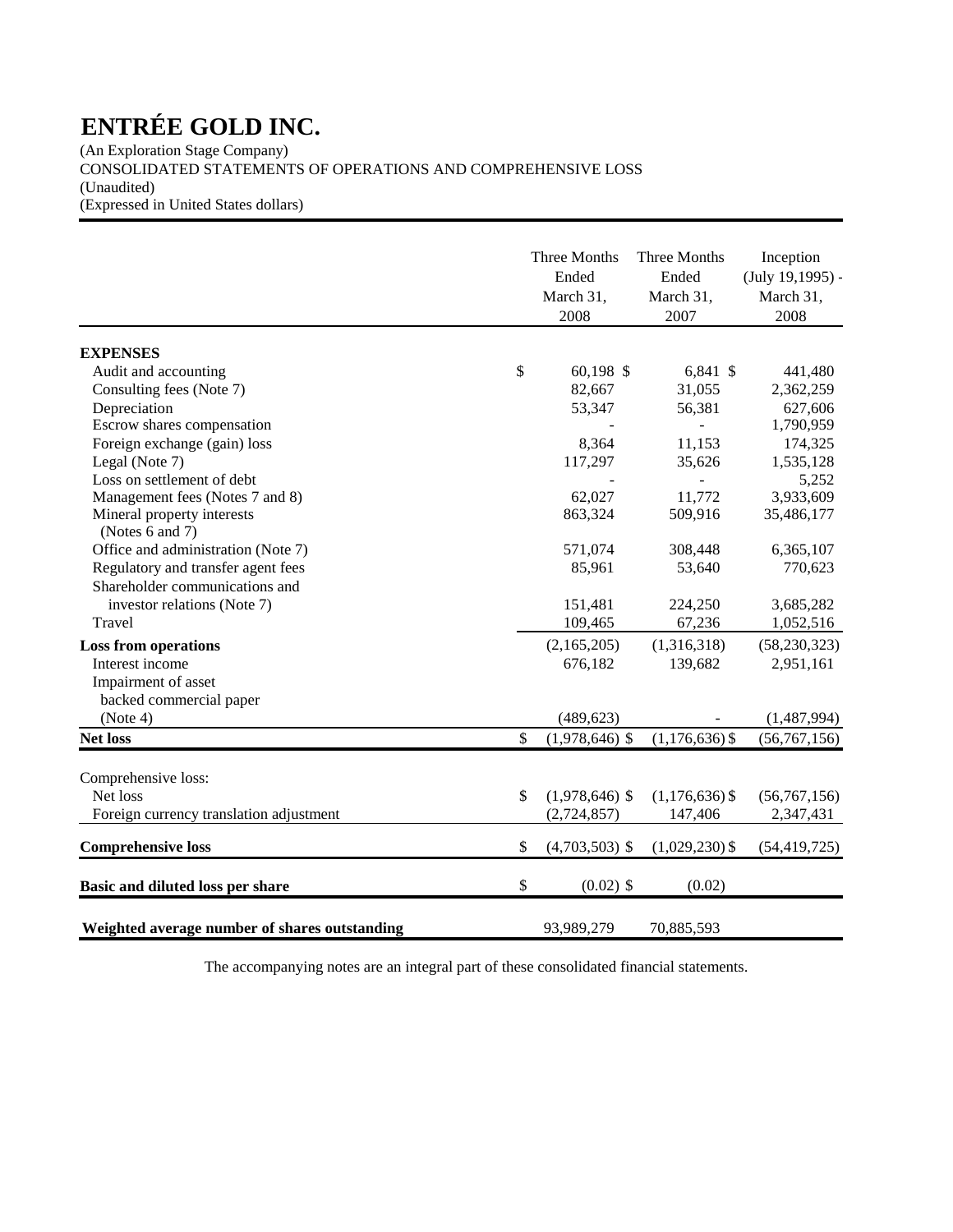# ENTRÉE GOLD INC.

(An Exploration Stage Company)
CONSOLIDATED STATEMENTS OF OPERATIONS AND COMPREHENSIVE LOSS
(Unaudited)
(Expressed in United States dollars)

| | Three Months Ended March 31, 2008 | Three Months Ended March 31, 2007 | Inception (July 19,1995) - March 31, 2008 |
|---|---|---|---|
| **EXPENSES** | | | |
| Audit and accounting | $ 60,198 | $ 6,841 | $ 441,480 |
| Consulting fees (Note 7) | 82,667 | 31,055 | 2,362,259 |
| Depreciation | 53,347 | 56,381 | 627,606 |
| Escrow shares compensation | - | - | 1,790,959 |
| Foreign exchange (gain) loss | 8,364 | 11,153 | 174,325 |
| Legal (Note 7) | 117,297 | 35,626 | 1,535,128 |
| Loss on settlement of debt | - | - | 5,252 |
| Management fees (Notes 7 and 8) | 62,027 | 11,772 | 3,933,609 |
| Mineral property interests (Notes 6 and 7) | 863,324 | 509,916 | 35,486,177 |
| Office and administration (Note 7) | 571,074 | 308,448 | 6,365,107 |
| Regulatory and transfer agent fees | 85,961 | 53,640 | 770,623 |
| Shareholder communications and investor relations (Note 7) | 151,481 | 224,250 | 3,685,282 |
| Travel | 109,465 | 67,236 | 1,052,516 |
| **Loss from operations** | (2,165,205) | (1,316,318) | (58,230,323) |
| Interest income | 676,182 | 139,682 | 2,951,161 |
| Impairment of asset backed commercial paper (Note 4) | (489,623) | - | (1,487,994) |
| **Net loss** | $ (1,978,646) | $ (1,176,636) | $ (56,767,156) |
| | | | |
| Comprehensive loss: | | | |
| Net loss | $ (1,978,646) | $ (1,176,636) | $ (56,767,156) |
| Foreign currency translation adjustment | (2,724,857) | 147,406 | 2,347,431 |
| **Comprehensive loss** | $ (4,703,503) | $ (1,029,230) | $ (54,419,725) |
| **Basic and diluted loss per share** | $ (0.02) | $ (0.02) | |
| **Weighted average number of shares outstanding** | 93,989,279 | 70,885,593 | |

The accompanying notes are an integral part of these consolidated financial statements.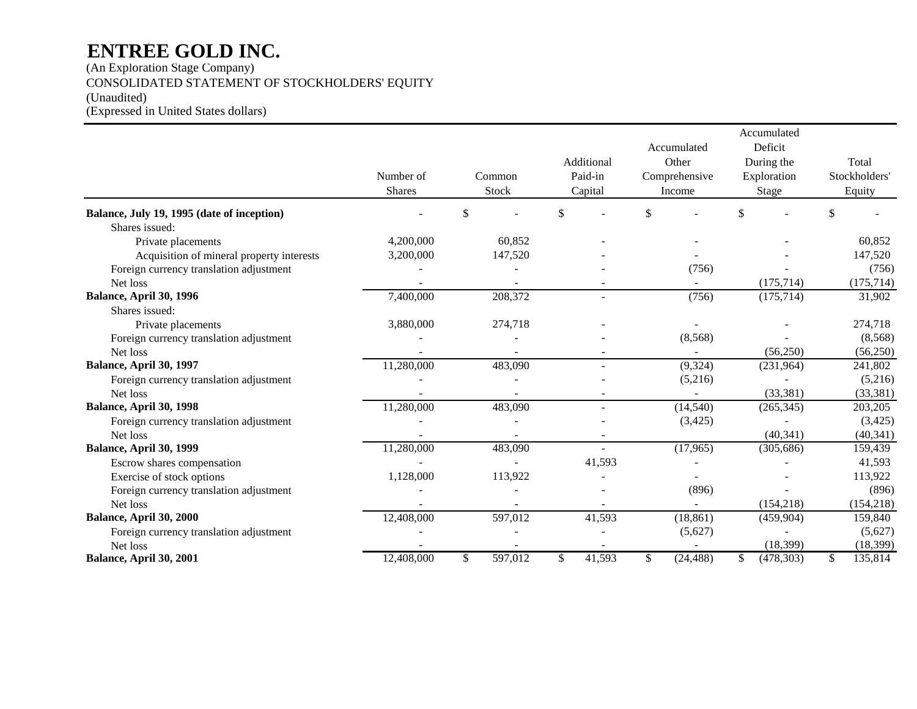# ENTRÉE GOLD INC.

(An Exploration Stage Company)
CONSOLIDATED STATEMENT OF STOCKHOLDERS' EQUITY
(Unaudited)
(Expressed in United States dollars)

| | Number of Shares | Common Stock | Additional Paid-in Capital | Accumulated Other Comprehensive Income | Accumulated Deficit During the Exploration Stage | Total Stockholders' Equity |
|---|---|---|---|---|---|---|
| **Balance, July 19, 1995 (date of inception)** | - | $ - | $ - | $ - | $ - | $ - |
| Shares issued: | | | | | | |
| Private placements | 4,200,000 | 60,852 | - | - | - | 60,852 |
| Acquisition of mineral property interests | 3,200,000 | 147,520 | - | - | - | 147,520 |
| Foreign currency translation adjustment | - | - | - | (756) | - | (756) |
| Net loss | - | - | - | - | (175,714) | (175,714) |
| **Balance, April 30, 1996** | 7,400,000 | 208,372 | - | (756) | (175,714) | 31,902 |
| Shares issued: | | | | | | |
| Private placements | 3,880,000 | 274,718 | - | - | - | 274,718 |
| Foreign currency translation adjustment | - | - | - | (8,568) | - | (8,568) |
| Net loss | - | - | - | - | (56,250) | (56,250) |
| **Balance, April 30, 1997** | 11,280,000 | 483,090 | - | (9,324) | (231,964) | 241,802 |
| Foreign currency translation adjustment | - | - | - | (5,216) | - | (5,216) |
| Net loss | - | - | - | - | (33,381) | (33,381) |
| **Balance, April 30, 1998** | 11,280,000 | 483,090 | - | (14,540) | (265,345) | 203,205 |
| Foreign currency translation adjustment | - | - | - | (3,425) | - | (3,425) |
| Net loss | - | - | - | | (40,341) | (40,341) |
| **Balance, April 30, 1999** | 11,280,000 | 483,090 | - | (17,965) | (305,686) | 159,439 |
| Escrow shares compensation | - | - | 41,593 | - | - | 41,593 |
| Exercise of stock options | 1,128,000 | 113,922 | - | - | - | 113,922 |
| Foreign currency translation adjustment | - | - | - | (896) | - | (896) |
| Net loss | - | - | - | - | (154,218) | (154,218) |
| **Balance, April 30, 2000** | 12,408,000 | 597,012 | 41,593 | (18,861) | (459,904) | 159,840 |
| Foreign currency translation adjustment | - | - | - | (5,627) | - | (5,627) |
| Net loss | - | - | - | - | (18,399) | (18,399) |
| **Balance, April 30, 2001** | 12,408,000 | $ 597,012 | $ 41,593 | $ (24,488) | $ (478,303) | $ 135,814 |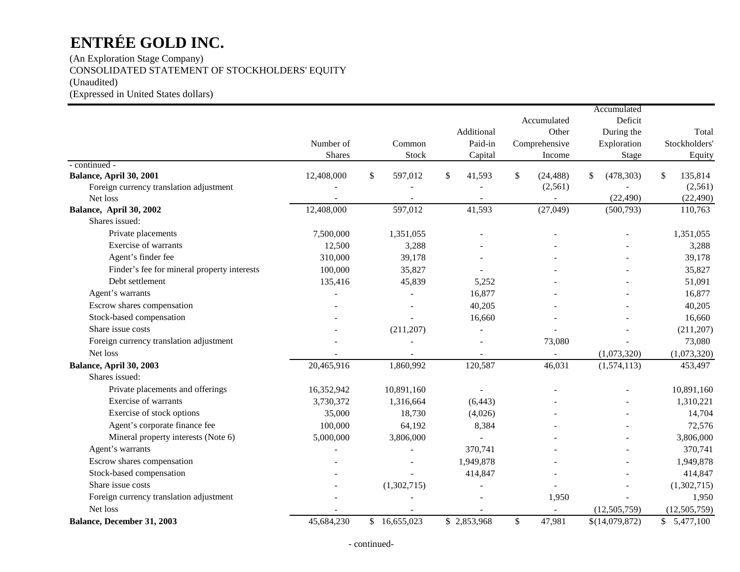# ENTRÉE GOLD INC.

(An Exploration Stage Company)
CONSOLIDATED STATEMENT OF STOCKHOLDERS' EQUITY
(Unaudited)
(Expressed in United States dollars)

| | Number of Shares | Common Stock | Additional Paid-in Capital | Accumulated Other Comprehensive Income | Accumulated Deficit During the Exploration Stage | Total Stockholders' Equity |
|---|---|---|---|---|---|---|
| - continued - | | | | | | |
| **Balance, April 30, 2001** | 12,408,000 | $ 597,012 | $ 41,593 | $ (24,488) | $ (478,303) | $ 135,814 |
| Foreign currency translation adjustment | - | - | - | (2,561) | - | (2,561) |
| Net loss | - | - | - | - | (22,490) | (22,490) |
| **Balance, April 30, 2002** | 12,408,000 | 597,012 | 41,593 | (27,049) | (500,793) | 110,763 |
| Shares issued: | | | | | | |
| Private placements | 7,500,000 | 1,351,055 | - | - | - | 1,351,055 |
| Exercise of warrants | 12,500 | 3,288 | - | - | - | 3,288 |
| Agent's finder fee | 310,000 | 39,178 | - | - | - | 39,178 |
| Finder's fee for mineral property interests | 100,000 | 35,827 | - | - | - | 35,827 |
| Debt settlement | 135,416 | 45,839 | 5,252 | - | - | 51,091 |
| Agent's warrants | - | - | 16,877 | - | - | 16,877 |
| Escrow shares compensation | - | - | 40,205 | - | - | 40,205 |
| Stock-based compensation | - | - | 16,660 | - | - | 16,660 |
| Share issue costs | - | (211,207) | - | - | - | (211,207) |
| Foreign currency translation adjustment | - | - | - | 73,080 | - | 73,080 |
| Net loss | - | - | - | - | (1,073,320) | (1,073,320) |
| **Balance, April 30, 2003** | 20,465,916 | 1,860,992 | 120,587 | 46,031 | (1,574,113) | 453,497 |
| Shares issued: | | | | | | |
| Private placements and offerings | 16,352,942 | 10,891,160 | - | - | - | 10,891,160 |
| Exercise of warrants | 3,730,372 | 1,316,664 | (6,443) | - | - | 1,310,221 |
| Exercise of stock options | 35,000 | 18,730 | (4,026) | - | - | 14,704 |
| Agent's corporate finance fee | 100,000 | 64,192 | 8,384 | - | - | 72,576 |
| Mineral property interests (Note 6) | 5,000,000 | 3,806,000 | - | - | - | 3,806,000 |
| Agent's warrants | - | - | 370,741 | - | - | 370,741 |
| Escrow shares compensation | - | - | 1,949,878 | - | - | 1,949,878 |
| Stock-based compensation | - | - | 414,847 | - | - | 414,847 |
| Share issue costs | - | (1,302,715) | - | - | - | (1,302,715) |
| Foreign currency translation adjustment | - | - | - | 1,950 | - | 1,950 |
| Net loss | - | - | - | - | (12,505,759) | (12,505,759) |
| **Balance, December 31, 2003** | 45,684,230 | $ 16,655,023 | $ 2,853,968 | $ 47,981 | $(14,079,872) | $ 5,477,100 |

- continued-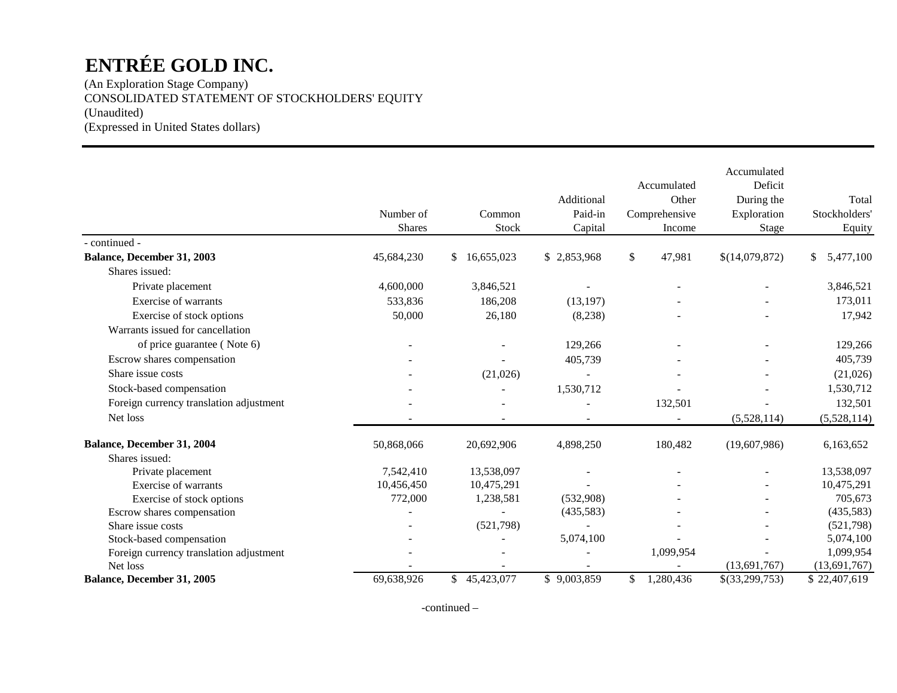# ENTRÉE GOLD INC.

(An Exploration Stage Company)
CONSOLIDATED STATEMENT OF STOCKHOLDERS' EQUITY
(Unaudited)
(Expressed in United States dollars)

| | Number of Shares | Common Stock | Additional Paid-in Capital | Accumulated Other Comprehensive Income | Accumulated Deficit During the Exploration Stage | Total Stockholders' Equity |
|---|---|---|---|---|---|---|
| - continued - | | | | | | |
| **Balance, December 31, 2003** | 45,684,230 | $ 16,655,023 | $ 2,853,968 | $ 47,981 | $(14,079,872) | $ 5,477,100 |
| Shares issued: | | | | | | |
| Private placement | 4,600,000 | 3,846,521 | - | - | - | 3,846,521 |
| Exercise of warrants | 533,836 | 186,208 | (13,197) | - | - | 173,011 |
| Exercise of stock options | 50,000 | 26,180 | (8,238) | - | - | 17,942 |
| Warrants issued for cancellation of price guarantee ( Note 6) | - | - | 129,266 | - | - | 129,266 |
| Escrow shares compensation | - | - | 405,739 | - | - | 405,739 |
| Share issue costs | - | (21,026) | - | - | - | (21,026) |
| Stock-based compensation | - | - | 1,530,712 | - | - | 1,530,712 |
| Foreign currency translation adjustment | - | - | - | 132,501 | - | 132,501 |
| Net loss | - | - | - | - | (5,528,114) | (5,528,114) |
| **Balance, December 31, 2004** | 50,868,066 | 20,692,906 | 4,898,250 | 180,482 | (19,607,986) | 6,163,652 |
| Shares issued: | | | | | | |
| Private placement | 7,542,410 | 13,538,097 | - | - | - | 13,538,097 |
| Exercise of warrants | 10,456,450 | 10,475,291 | - | - | - | 10,475,291 |
| Exercise of stock options | 772,000 | 1,238,581 | (532,908) | - | - | 705,673 |
| Escrow shares compensation | - | - | (435,583) | - | - | (435,583) |
| Share issue costs | - | (521,798) | - | - | - | (521,798) |
| Stock-based compensation | - | - | 5,074,100 | - | - | 5,074,100 |
| Foreign currency translation adjustment | - | - | - | 1,099,954 | - | 1,099,954 |
| Net loss | - | - | - | - | (13,691,767) | (13,691,767) |
| **Balance, December 31, 2005** | 69,638,926 | $ 45,423,077 | $ 9,003,859 | $ 1,280,436 | $(33,299,753) | $ 22,407,619 |

-continued –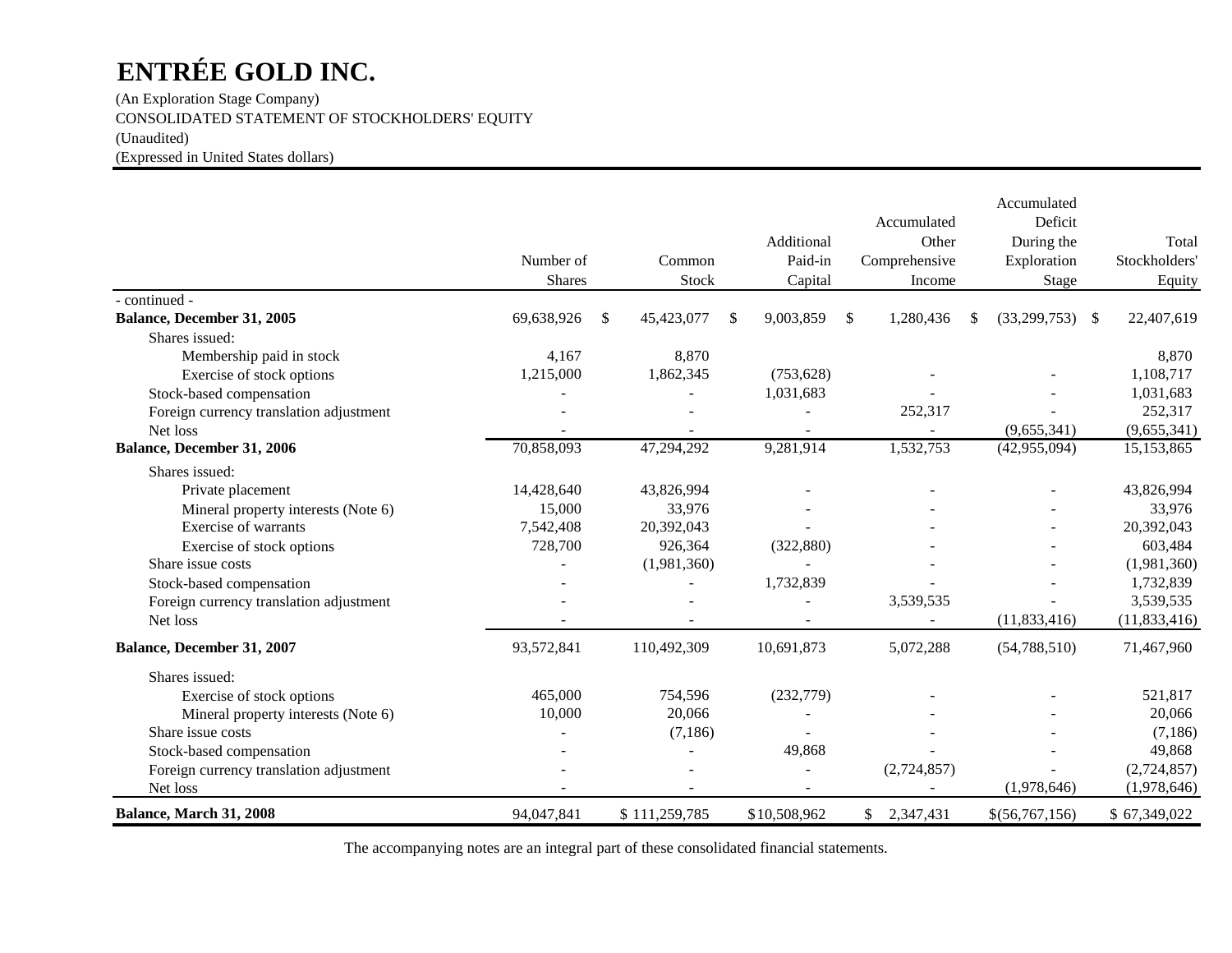# ENTRÉE GOLD INC.

(An Exploration Stage Company)
CONSOLIDATED STATEMENT OF STOCKHOLDERS' EQUITY
(Unaudited)
(Expressed in United States dollars)

| | Number of Shares | Common Stock | Additional Paid-in Capital | Accumulated Other Comprehensive Income | Accumulated Deficit During the Exploration Stage | Total Stockholders' Equity |
|---|---|---|---|---|---|---|
| - continued - | | | | | | |
| **Balance, December 31, 2005** | 69,638,926 | $ 45,423,077 | $ 9,003,859 | $ 1,280,436 | $ (33,299,753) | $ 22,407,619 |
| Shares issued: | | | | | | |
| Membership paid in stock | 4,167 | 8,870 | | | | 8,870 |
| Exercise of stock options | 1,215,000 | 1,862,345 | (753,628) | - | - | 1,108,717 |
| Stock-based compensation | - | - | 1,031,683 | - | - | 1,031,683 |
| Foreign currency translation adjustment | - | - | - | 252,317 | - | 252,317 |
| Net loss | - | - | - | - | (9,655,341) | (9,655,341) |
| **Balance, December 31, 2006** | 70,858,093 | 47,294,292 | 9,281,914 | 1,532,753 | (42,955,094) | 15,153,865 |
| Shares issued: | | | | | | |
| Private placement | 14,428,640 | 43,826,994 | - | - | - | 43,826,994 |
| Mineral property interests (Note 6) | 15,000 | 33,976 | - | - | - | 33,976 |
| Exercise of warrants | 7,542,408 | 20,392,043 | - | - | - | 20,392,043 |
| Exercise of stock options | 728,700 | 926,364 | (322,880) | - | - | 603,484 |
| Share issue costs | - | (1,981,360) | - | - | - | (1,981,360) |
| Stock-based compensation | - | - | 1,732,839 | - | - | 1,732,839 |
| Foreign currency translation adjustment | - | - | - | 3,539,535 | - | 3,539,535 |
| Net loss | - | - | - | - | (11,833,416) | (11,833,416) |
| **Balance, December 31, 2007** | 93,572,841 | 110,492,309 | 10,691,873 | 5,072,288 | (54,788,510) | 71,467,960 |
| Shares issued: | | | | | | |
| Exercise of stock options | 465,000 | 754,596 | (232,779) | - | - | 521,817 |
| Mineral property interests (Note 6) | 10,000 | 20,066 | - | - | - | 20,066 |
| Share issue costs | - | (7,186) | - | - | - | (7,186) |
| Stock-based compensation | - | - | 49,868 | - | - | 49,868 |
| Foreign currency translation adjustment | - | - | - | (2,724,857) | - | (2,724,857) |
| Net loss | - | - | - | - | (1,978,646) | (1,978,646) |
| **Balance, March 31, 2008** | 94,047,841 | $ 111,259,785 | $10,508,962 | $ 2,347,431 | $(56,767,156) | $ 67,349,022 |

The accompanying notes are an integral part of these consolidated financial statements.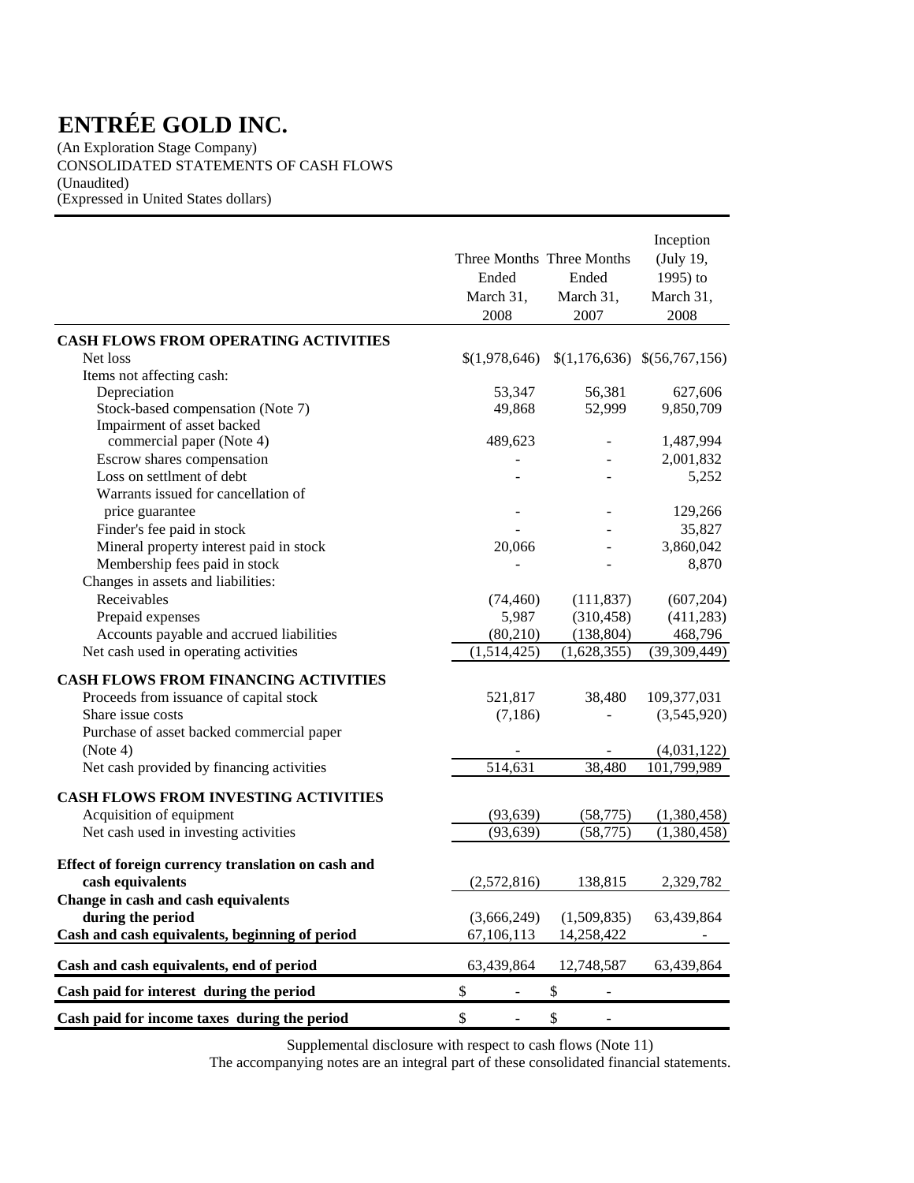# ENTRÉE GOLD INC.

(An Exploration Stage Company)
CONSOLIDATED STATEMENTS OF CASH FLOWS
(Unaudited)
(Expressed in United States dollars)

| | Three Months Ended March 31, 2008 | Three Months Ended March 31, 2007 | Inception (July 19, 1995) to March 31, 2008 |
|---|---|---|---|
| **CASH FLOWS FROM OPERATING ACTIVITIES** | | | |
| Net loss | $(1,978,646) | $(1,176,636) | $(56,767,156) |
| Items not affecting cash: | | | |
| Depreciation | 53,347 | 56,381 | 627,606 |
| Stock-based compensation (Note 7) | 49,868 | 52,999 | 9,850,709 |
| Impairment of asset backed commercial paper (Note 4) | 489,623 | - | 1,487,994 |
| Escrow shares compensation | - | - | 2,001,832 |
| Loss on settlment of debt | - | - | 5,252 |
| Warrants issued for cancellation of price guarantee | - | - | 129,266 |
| Finder's fee paid in stock | - | - | 35,827 |
| Mineral property interest paid in stock | 20,066 | - | 3,860,042 |
| Membership fees paid in stock | - | - | 8,870 |
| Changes in assets and liabilities: | | | |
| Receivables | (74,460) | (111,837) | (607,204) |
| Prepaid expenses | 5,987 | (310,458) | (411,283) |
| Accounts payable and accrued liabilities | (80,210) | (138,804) | 468,796 |
| Net cash used in operating activities | (1,514,425) | (1,628,355) | (39,309,449) |
| **CASH FLOWS FROM FINANCING ACTIVITIES** | | | |
| Proceeds from issuance of capital stock | 521,817 | 38,480 | 109,377,031 |
| Share issue costs | (7,186) | - | (3,545,920) |
| Purchase of asset backed commercial paper (Note 4) | - | - | (4,031,122) |
| Net cash provided by financing activities | 514,631 | 38,480 | 101,799,989 |
| **CASH FLOWS FROM INVESTING ACTIVITIES** | | | |
| Acquisition of equipment | (93,639) | (58,775) | (1,380,458) |
| Net cash used in investing activities | (93,639) | (58,775) | (1,380,458) |
| **Effect of foreign currency translation on cash and cash equivalents** | (2,572,816) | 138,815 | 2,329,782 |
| **Change in cash and cash equivalents during the period** | (3,666,249) | (1,509,835) | 63,439,864 |
| **Cash and cash equivalents, beginning of period** | 67,106,113 | 14,258,422 | - |
| **Cash and cash equivalents, end of period** | 63,439,864 | 12,748,587 | 63,439,864 |
| **Cash paid for interest during the period** | $ - | $ - | |
| **Cash paid for income taxes during the period** | $ - | $ - | |

Supplemental disclosure with respect to cash flows (Note 11)

The accompanying notes are an integral part of these consolidated financial statements.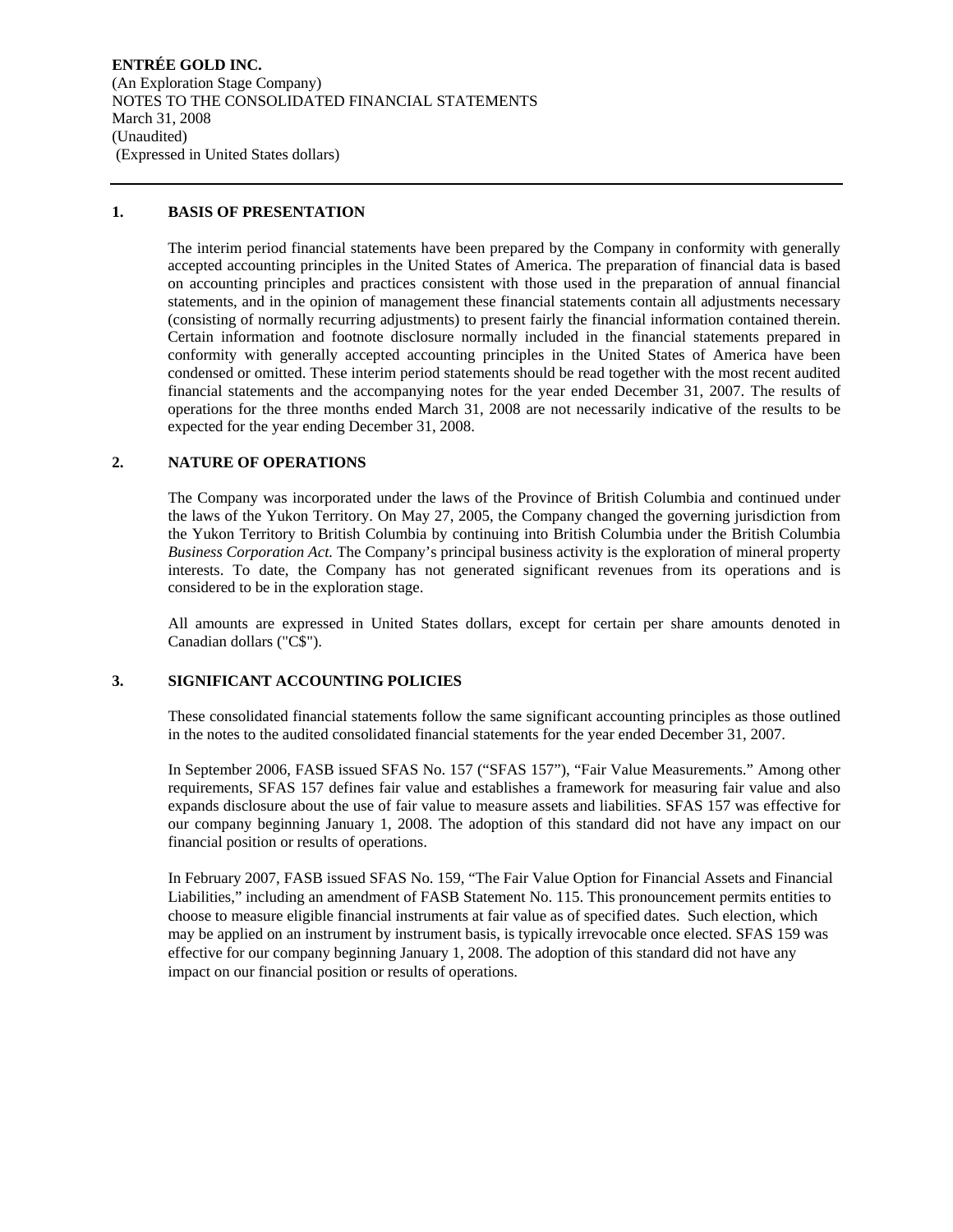**ENTRÉE GOLD INC.**
(An Exploration Stage Company)
NOTES TO THE CONSOLIDATED FINANCIAL STATEMENTS
March 31, 2008
(Unaudited)
(Expressed in United States dollars)

---

## 1. BASIS OF PRESENTATION

The interim period financial statements have been prepared by the Company in conformity with generally accepted accounting principles in the United States of America. The preparation of financial data is based on accounting principles and practices consistent with those used in the preparation of annual financial statements, and in the opinion of management these financial statements contain all adjustments necessary (consisting of normally recurring adjustments) to present fairly the financial information contained therein. Certain information and footnote disclosure normally included in the financial statements prepared in conformity with generally accepted accounting principles in the United States of America have been condensed or omitted. These interim period statements should be read together with the most recent audited financial statements and the accompanying notes for the year ended December 31, 2007. The results of operations for the three months ended March 31, 2008 are not necessarily indicative of the results to be expected for the year ending December 31, 2008.

## 2. NATURE OF OPERATIONS

The Company was incorporated under the laws of the Province of British Columbia and continued under the laws of the Yukon Territory. On May 27, 2005, the Company changed the governing jurisdiction from the Yukon Territory to British Columbia by continuing into British Columbia under the British Columbia *Business Corporation Act.* The Company's principal business activity is the exploration of mineral property interests. To date, the Company has not generated significant revenues from its operations and is considered to be in the exploration stage.

All amounts are expressed in United States dollars, except for certain per share amounts denoted in Canadian dollars ("C$").

## 3. SIGNIFICANT ACCOUNTING POLICIES

These consolidated financial statements follow the same significant accounting principles as those outlined in the notes to the audited consolidated financial statements for the year ended December 31, 2007.

In September 2006, FASB issued SFAS No. 157 ("SFAS 157"), "Fair Value Measurements." Among other requirements, SFAS 157 defines fair value and establishes a framework for measuring fair value and also expands disclosure about the use of fair value to measure assets and liabilities. SFAS 157 was effective for our company beginning January 1, 2008. The adoption of this standard did not have any impact on our financial position or results of operations.

In February 2007, FASB issued SFAS No. 159, "The Fair Value Option for Financial Assets and Financial Liabilities," including an amendment of FASB Statement No. 115. This pronouncement permits entities to choose to measure eligible financial instruments at fair value as of specified dates. Such election, which may be applied on an instrument by instrument basis, is typically irrevocable once elected. SFAS 159 was effective for our company beginning January 1, 2008. The adoption of this standard did not have any impact on our financial position or results of operations.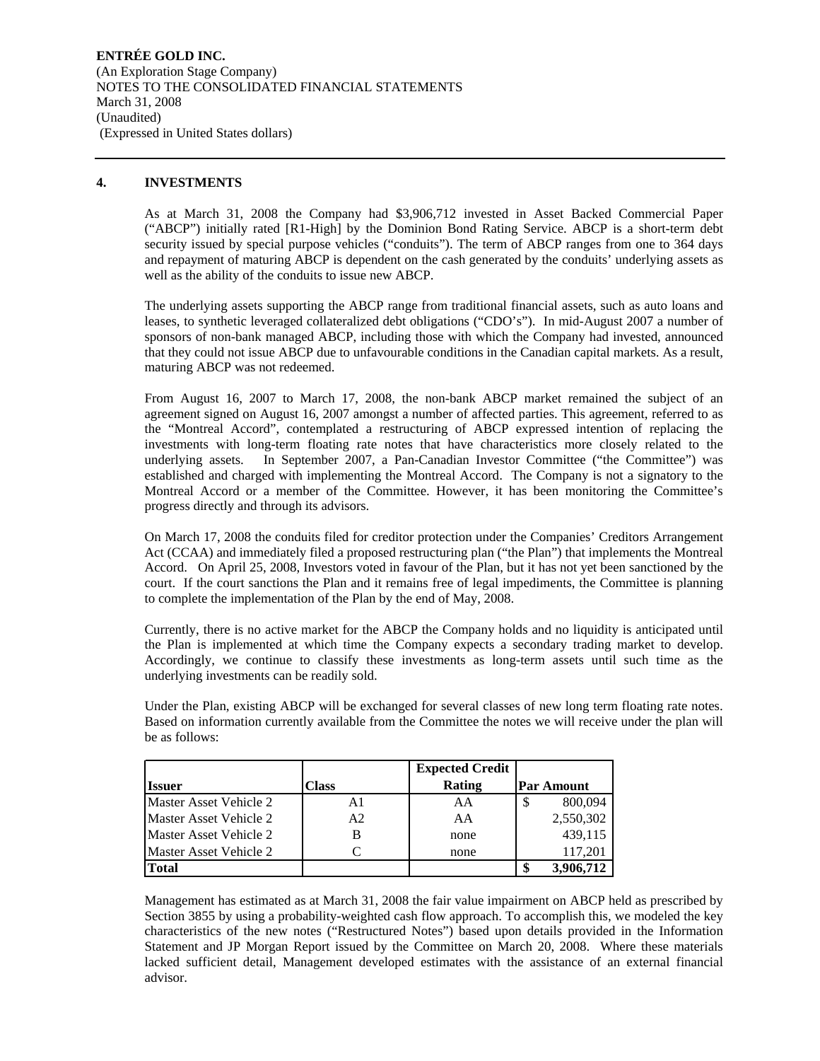**ENTRÉE GOLD INC.**
(An Exploration Stage Company)
NOTES TO THE CONSOLIDATED FINANCIAL STATEMENTS
March 31, 2008
(Unaudited)
(Expressed in United States dollars)

## 4. INVESTMENTS

As at March 31, 2008 the Company had $3,906,712 invested in Asset Backed Commercial Paper ("ABCP") initially rated [R1-High] by the Dominion Bond Rating Service. ABCP is a short-term debt security issued by special purpose vehicles ("conduits"). The term of ABCP ranges from one to 364 days and repayment of maturing ABCP is dependent on the cash generated by the conduits' underlying assets as well as the ability of the conduits to issue new ABCP.

The underlying assets supporting the ABCP range from traditional financial assets, such as auto loans and leases, to synthetic leveraged collateralized debt obligations ("CDO's"). In mid-August 2007 a number of sponsors of non-bank managed ABCP, including those with which the Company had invested, announced that they could not issue ABCP due to unfavourable conditions in the Canadian capital markets. As a result, maturing ABCP was not redeemed.

From August 16, 2007 to March 17, 2008, the non-bank ABCP market remained the subject of an agreement signed on August 16, 2007 amongst a number of affected parties. This agreement, referred to as the "Montreal Accord", contemplated a restructuring of ABCP expressed intention of replacing the investments with long-term floating rate notes that have characteristics more closely related to the underlying assets. In September 2007, a Pan-Canadian Investor Committee ("the Committee") was established and charged with implementing the Montreal Accord. The Company is not a signatory to the Montreal Accord or a member of the Committee. However, it has been monitoring the Committee's progress directly and through its advisors.

On March 17, 2008 the conduits filed for creditor protection under the Companies' Creditors Arrangement Act (CCAA) and immediately filed a proposed restructuring plan ("the Plan") that implements the Montreal Accord. On April 25, 2008, Investors voted in favour of the Plan, but it has not yet been sanctioned by the court. If the court sanctions the Plan and it remains free of legal impediments, the Committee is planning to complete the implementation of the Plan by the end of May, 2008.

Currently, there is no active market for the ABCP the Company holds and no liquidity is anticipated until the Plan is implemented at which time the Company expects a secondary trading market to develop. Accordingly, we continue to classify these investments as long-term assets until such time as the underlying investments can be readily sold.

Under the Plan, existing ABCP will be exchanged for several classes of new long term floating rate notes. Based on information currently available from the Committee the notes we will receive under the plan will be as follows:

| Issuer | Class | Expected Credit Rating | Par Amount |
|---|---|---|---|
| Master Asset Vehicle 2 | A1 | AA | $ 800,094 |
| Master Asset Vehicle 2 | A2 | AA | 2,550,302 |
| Master Asset Vehicle 2 | B | none | 439,115 |
| Master Asset Vehicle 2 | C | none | 117,201 |
| **Total** | | | **$ 3,906,712** |

Management has estimated as at March 31, 2008 the fair value impairment on ABCP held as prescribed by Section 3855 by using a probability-weighted cash flow approach. To accomplish this, we modeled the key characteristics of the new notes ("Restructured Notes") based upon details provided in the Information Statement and JP Morgan Report issued by the Committee on March 20, 2008. Where these materials lacked sufficient detail, Management developed estimates with the assistance of an external financial advisor.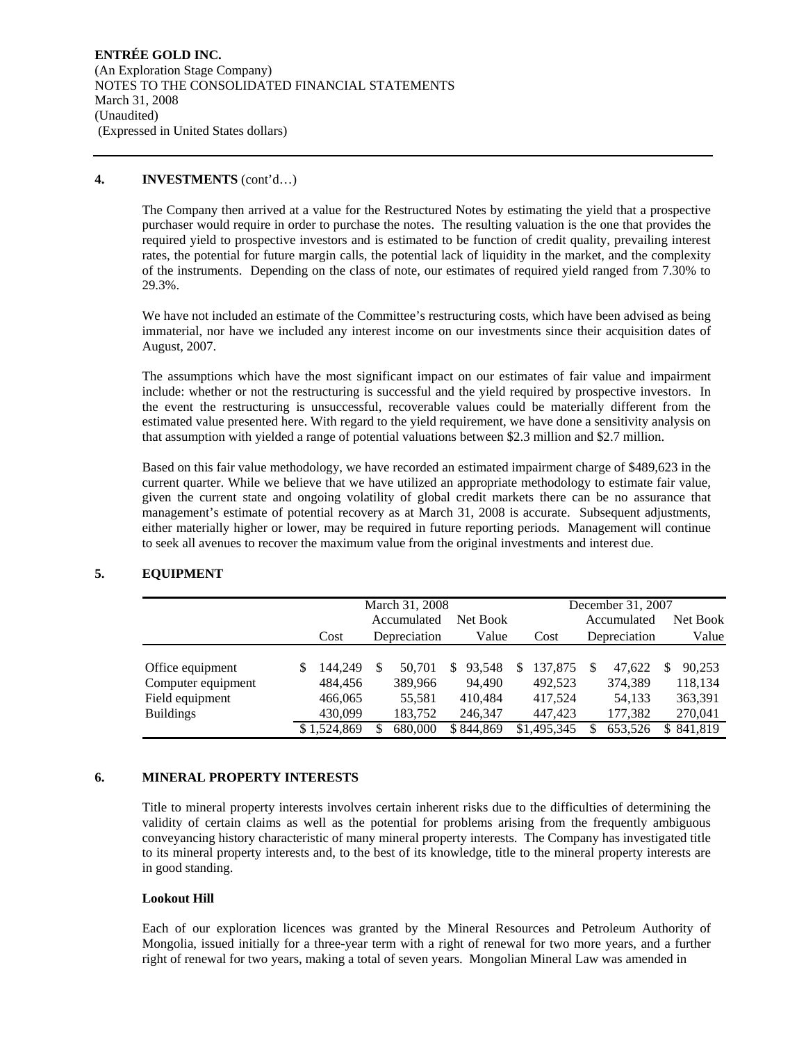ENTRÉE GOLD INC.
(An Exploration Stage Company)
NOTES TO THE CONSOLIDATED FINANCIAL STATEMENTS
March 31, 2008
(Unaudited)
(Expressed in United States dollars)

## 4. INVESTMENTS (cont'd…)

The Company then arrived at a value for the Restructured Notes by estimating the yield that a prospective purchaser would require in order to purchase the notes. The resulting valuation is the one that provides the required yield to prospective investors and is estimated to be function of credit quality, prevailing interest rates, the potential for future margin calls, the potential lack of liquidity in the market, and the complexity of the instruments. Depending on the class of note, our estimates of required yield ranged from 7.30% to 29.3%.

We have not included an estimate of the Committee's restructuring costs, which have been advised as being immaterial, nor have we included any interest income on our investments since their acquisition dates of August, 2007.

The assumptions which have the most significant impact on our estimates of fair value and impairment include: whether or not the restructuring is successful and the yield required by prospective investors. In the event the restructuring is unsuccessful, recoverable values could be materially different from the estimated value presented here. With regard to the yield requirement, we have done a sensitivity analysis on that assumption with yielded a range of potential valuations between $2.3 million and $2.7 million.

Based on this fair value methodology, we have recorded an estimated impairment charge of $489,623 in the current quarter. While we believe that we have utilized an appropriate methodology to estimate fair value, given the current state and ongoing volatility of global credit markets there can be no assurance that management's estimate of potential recovery as at March 31, 2008 is accurate. Subsequent adjustments, either materially higher or lower, may be required in future reporting periods. Management will continue to seek all avenues to recover the maximum value from the original investments and interest due.

## 5. EQUIPMENT

| | March 31, 2008 | | | December 31, 2007 | | |
|---|---|---|---|---|---|---|
| | Cost | Accumulated Depreciation | Net Book Value | Cost | Accumulated Depreciation | Net Book Value |
| Office equipment | $ 144,249 | $ 50,701 | $ 93,548 | $ 137,875 | $ 47,622 | $ 90,253 |
| Computer equipment | 484,456 | 389,966 | 94,490 | 492,523 | 374,389 | 118,134 |
| Field equipment | 466,065 | 55,581 | 410,484 | 417,524 | 54,133 | 363,391 |
| Buildings | 430,099 | 183,752 | 246,347 | 447,423 | 177,382 | 270,041 |
| | $ 1,524,869 | $ 680,000 | $ 844,869 | $1,495,345 | $ 653,526 | $ 841,819 |

## 6. MINERAL PROPERTY INTERESTS

Title to mineral property interests involves certain inherent risks due to the difficulties of determining the validity of certain claims as well as the potential for problems arising from the frequently ambiguous conveyancing history characteristic of many mineral property interests. The Company has investigated title to its mineral property interests and, to the best of its knowledge, title to the mineral property interests are in good standing.

### Lookout Hill

Each of our exploration licences was granted by the Mineral Resources and Petroleum Authority of Mongolia, issued initially for a three-year term with a right of renewal for two more years, and a further right of renewal for two years, making a total of seven years. Mongolian Mineral Law was amended in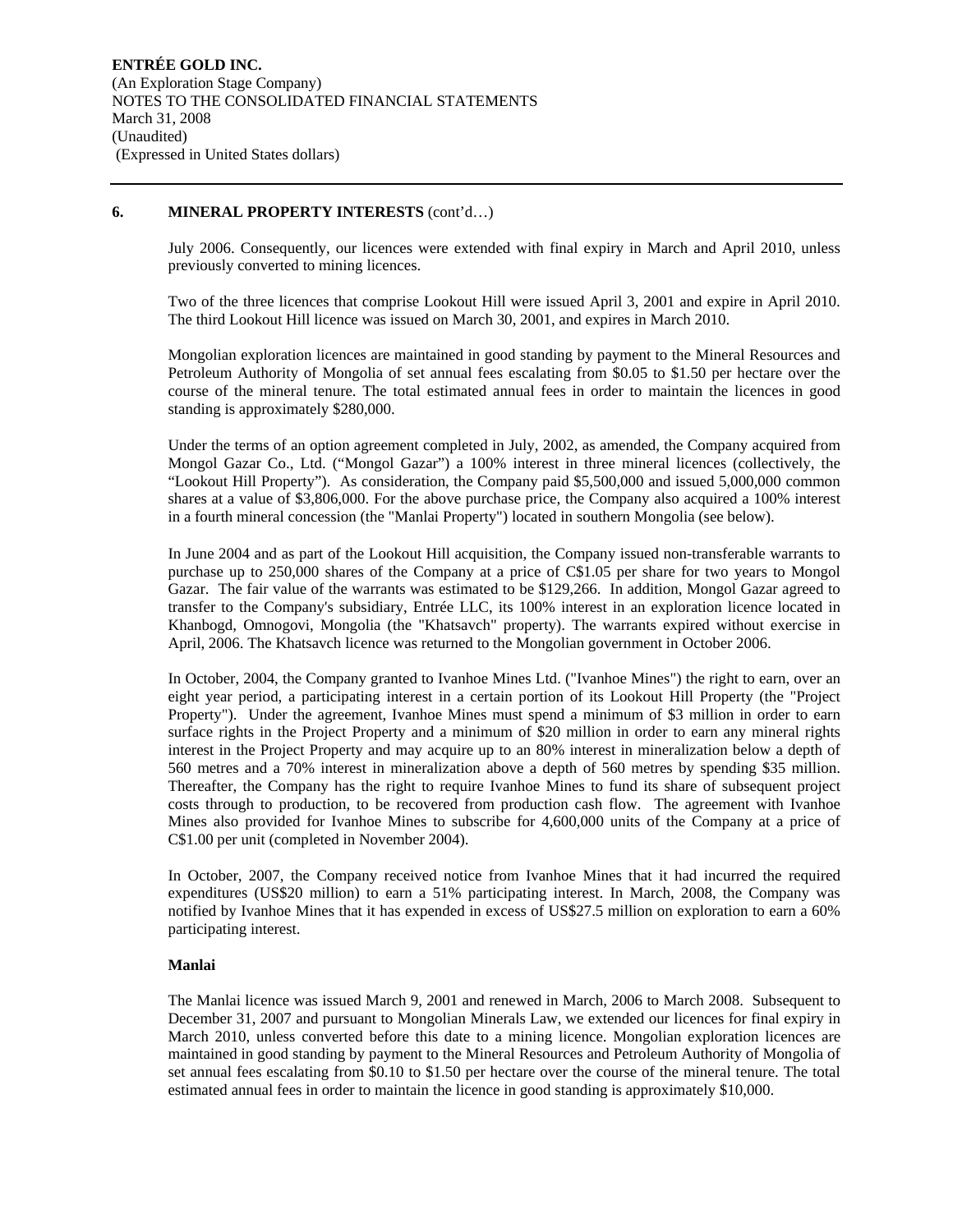## 6. MINERAL PROPERTY INTERESTS (cont'd…)

July 2006. Consequently, our licences were extended with final expiry in March and April 2010, unless previously converted to mining licences.

Two of the three licences that comprise Lookout Hill were issued April 3, 2001 and expire in April 2010. The third Lookout Hill licence was issued on March 30, 2001, and expires in March 2010.

Mongolian exploration licences are maintained in good standing by payment to the Mineral Resources and Petroleum Authority of Mongolia of set annual fees escalating from \$0.05 to \$1.50 per hectare over the course of the mineral tenure. The total estimated annual fees in order to maintain the licences in good standing is approximately \$280,000.

Under the terms of an option agreement completed in July, 2002, as amended, the Company acquired from Mongol Gazar Co., Ltd. ("Mongol Gazar") a 100% interest in three mineral licences (collectively, the "Lookout Hill Property"). As consideration, the Company paid \$5,500,000 and issued 5,000,000 common shares at a value of \$3,806,000. For the above purchase price, the Company also acquired a 100% interest in a fourth mineral concession (the "Manlai Property") located in southern Mongolia (see below).

In June 2004 and as part of the Lookout Hill acquisition, the Company issued non-transferable warrants to purchase up to 250,000 shares of the Company at a price of C\$1.05 per share for two years to Mongol Gazar. The fair value of the warrants was estimated to be \$129,266. In addition, Mongol Gazar agreed to transfer to the Company's subsidiary, Entrée LLC, its 100% interest in an exploration licence located in Khanbogd, Omnogovi, Mongolia (the "Khatsavch" property). The warrants expired without exercise in April, 2006. The Khatsavch licence was returned to the Mongolian government in October 2006.

In October, 2004, the Company granted to Ivanhoe Mines Ltd. ("Ivanhoe Mines") the right to earn, over an eight year period, a participating interest in a certain portion of its Lookout Hill Property (the "Project Property"). Under the agreement, Ivanhoe Mines must spend a minimum of \$3 million in order to earn surface rights in the Project Property and a minimum of \$20 million in order to earn any mineral rights interest in the Project Property and may acquire up to an 80% interest in mineralization below a depth of 560 metres and a 70% interest in mineralization above a depth of 560 metres by spending \$35 million. Thereafter, the Company has the right to require Ivanhoe Mines to fund its share of subsequent project costs through to production, to be recovered from production cash flow. The agreement with Ivanhoe Mines also provided for Ivanhoe Mines to subscribe for 4,600,000 units of the Company at a price of C\$1.00 per unit (completed in November 2004).

In October, 2007, the Company received notice from Ivanhoe Mines that it had incurred the required expenditures (US\$20 million) to earn a 51% participating interest. In March, 2008, the Company was notified by Ivanhoe Mines that it has expended in excess of US\$27.5 million on exploration to earn a 60% participating interest.

**Manlai**

The Manlai licence was issued March 9, 2001 and renewed in March, 2006 to March 2008. Subsequent to December 31, 2007 and pursuant to Mongolian Minerals Law, we extended our licences for final expiry in March 2010, unless converted before this date to a mining licence. Mongolian exploration licences are maintained in good standing by payment to the Mineral Resources and Petroleum Authority of Mongolia of set annual fees escalating from \$0.10 to \$1.50 per hectare over the course of the mineral tenure. The total estimated annual fees in order to maintain the licence in good standing is approximately \$10,000.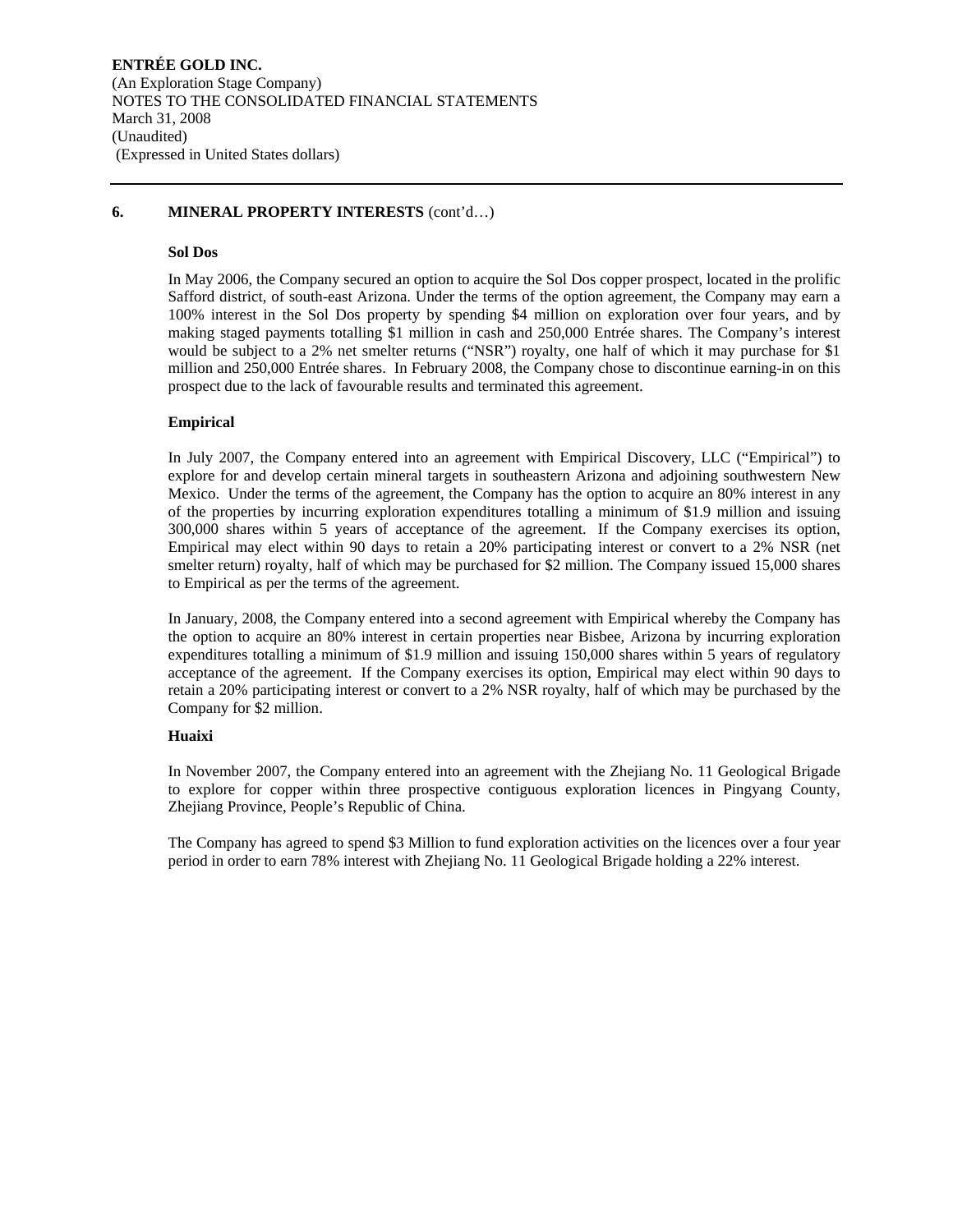## 6. MINERAL PROPERTY INTERESTS (cont'd…)

**Sol Dos**

In May 2006, the Company secured an option to acquire the Sol Dos copper prospect, located in the prolific Safford district, of south-east Arizona. Under the terms of the option agreement, the Company may earn a 100% interest in the Sol Dos property by spending $4 million on exploration over four years, and by making staged payments totalling $1 million in cash and 250,000 Entrée shares. The Company's interest would be subject to a 2% net smelter returns ("NSR") royalty, one half of which it may purchase for $1 million and 250,000 Entrée shares. In February 2008, the Company chose to discontinue earning-in on this prospect due to the lack of favourable results and terminated this agreement.

**Empirical**

In July 2007, the Company entered into an agreement with Empirical Discovery, LLC ("Empirical") to explore for and develop certain mineral targets in southeastern Arizona and adjoining southwestern New Mexico. Under the terms of the agreement, the Company has the option to acquire an 80% interest in any of the properties by incurring exploration expenditures totalling a minimum of $1.9 million and issuing 300,000 shares within 5 years of acceptance of the agreement. If the Company exercises its option, Empirical may elect within 90 days to retain a 20% participating interest or convert to a 2% NSR (net smelter return) royalty, half of which may be purchased for $2 million. The Company issued 15,000 shares to Empirical as per the terms of the agreement.

In January, 2008, the Company entered into a second agreement with Empirical whereby the Company has the option to acquire an 80% interest in certain properties near Bisbee, Arizona by incurring exploration expenditures totalling a minimum of $1.9 million and issuing 150,000 shares within 5 years of regulatory acceptance of the agreement. If the Company exercises its option, Empirical may elect within 90 days to retain a 20% participating interest or convert to a 2% NSR royalty, half of which may be purchased by the Company for $2 million.

**Huaixi**

In November 2007, the Company entered into an agreement with the Zhejiang No. 11 Geological Brigade to explore for copper within three prospective contiguous exploration licences in Pingyang County, Zhejiang Province, People's Republic of China.

The Company has agreed to spend $3 Million to fund exploration activities on the licences over a four year period in order to earn 78% interest with Zhejiang No. 11 Geological Brigade holding a 22% interest.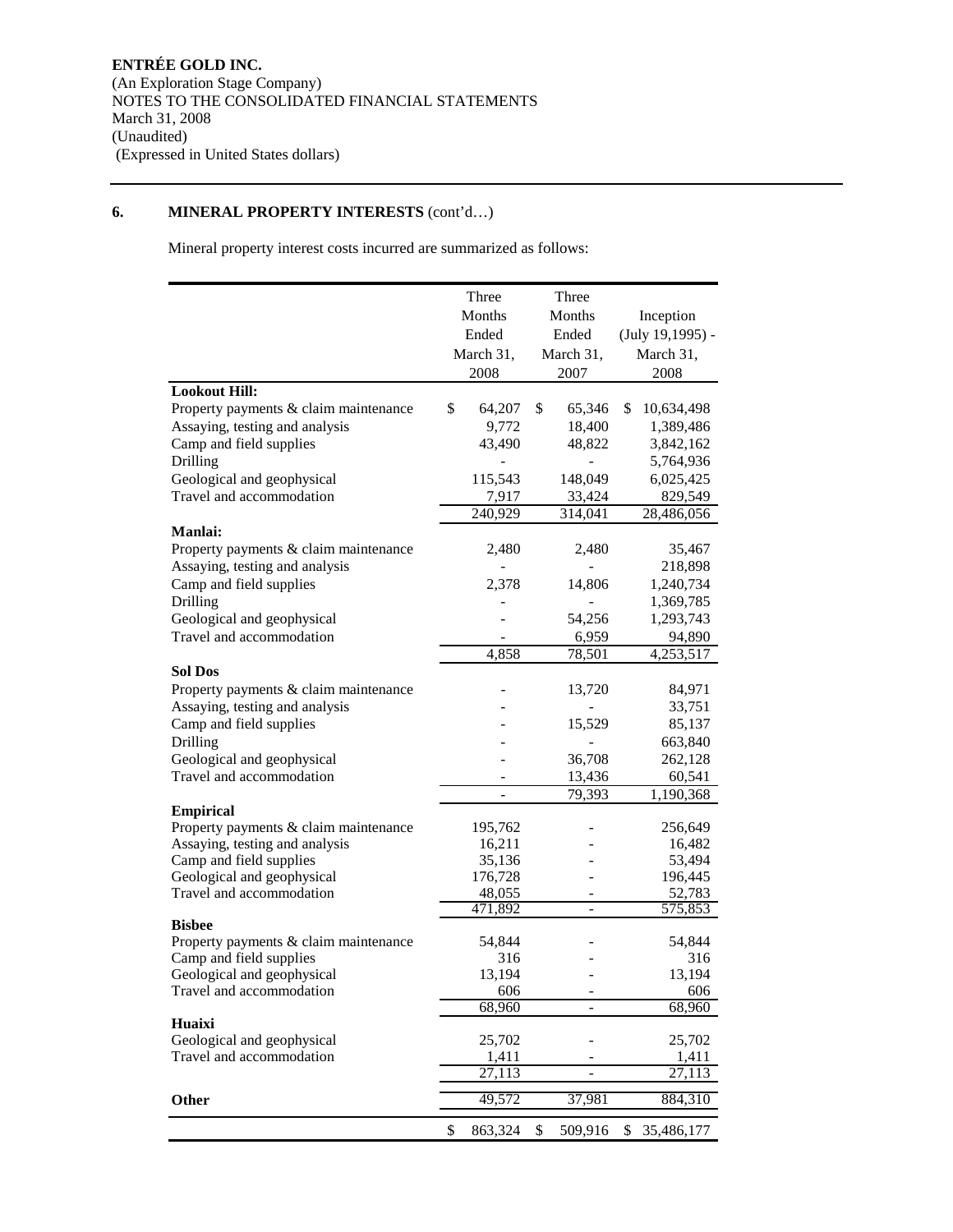**ENTRÉE GOLD INC.**
(An Exploration Stage Company)
NOTES TO THE CONSOLIDATED FINANCIAL STATEMENTS
March 31, 2008
(Unaudited)
(Expressed in United States dollars)

## 6. MINERAL PROPERTY INTERESTS (cont'd…)

Mineral property interest costs incurred are summarized as follows:

| | Three Months Ended March 31, 2008 | Three Months Ended March 31, 2007 | Inception (July 19,1995) - March 31, 2008 |
|---|---|---|---|
| **Lookout Hill:** | | | |
| Property payments & claim maintenance | $ 64,207 | $ 65,346 | $ 10,634,498 |
| Assaying, testing and analysis | 9,772 | 18,400 | 1,389,486 |
| Camp and field supplies | 43,490 | 48,822 | 3,842,162 |
| Drilling | - | - | 5,764,936 |
| Geological and geophysical | 115,543 | 148,049 | 6,025,425 |
| Travel and accommodation | 7,917 | 33,424 | 829,549 |
| | 240,929 | 314,041 | 28,486,056 |
| **Manlai:** | | | |
| Property payments & claim maintenance | 2,480 | 2,480 | 35,467 |
| Assaying, testing and analysis | - | - | 218,898 |
| Camp and field supplies | 2,378 | 14,806 | 1,240,734 |
| Drilling | - | - | 1,369,785 |
| Geological and geophysical | - | 54,256 | 1,293,743 |
| Travel and accommodation | - | 6,959 | 94,890 |
| | 4,858 | 78,501 | 4,253,517 |
| **Sol Dos** | | | |
| Property payments & claim maintenance | - | 13,720 | 84,971 |
| Assaying, testing and analysis | - | - | 33,751 |
| Camp and field supplies | - | 15,529 | 85,137 |
| Drilling | - | - | 663,840 |
| Geological and geophysical | - | 36,708 | 262,128 |
| Travel and accommodation | - | 13,436 | 60,541 |
| | - | 79,393 | 1,190,368 |
| **Empirical** | | | |
| Property payments & claim maintenance | 195,762 | - | 256,649 |
| Assaying, testing and analysis | 16,211 | - | 16,482 |
| Camp and field supplies | 35,136 | - | 53,494 |
| Geological and geophysical | 176,728 | - | 196,445 |
| Travel and accommodation | 48,055 | - | 52,783 |
| | 471,892 | - | 575,853 |
| **Bisbee** | | | |
| Property payments & claim maintenance | 54,844 | - | 54,844 |
| Camp and field supplies | 316 | - | 316 |
| Geological and geophysical | 13,194 | - | 13,194 |
| Travel and accommodation | 606 | - | 606 |
| | 68,960 | - | 68,960 |
| **Huaixi** | | | |
| Geological and geophysical | 25,702 | - | 25,702 |
| Travel and accommodation | 1,411 | - | 1,411 |
| | 27,113 | - | 27,113 |
| **Other** | 49,572 | 37,981 | 884,310 |
| | $ 863,324 | $ 509,916 | $ 35,486,177 |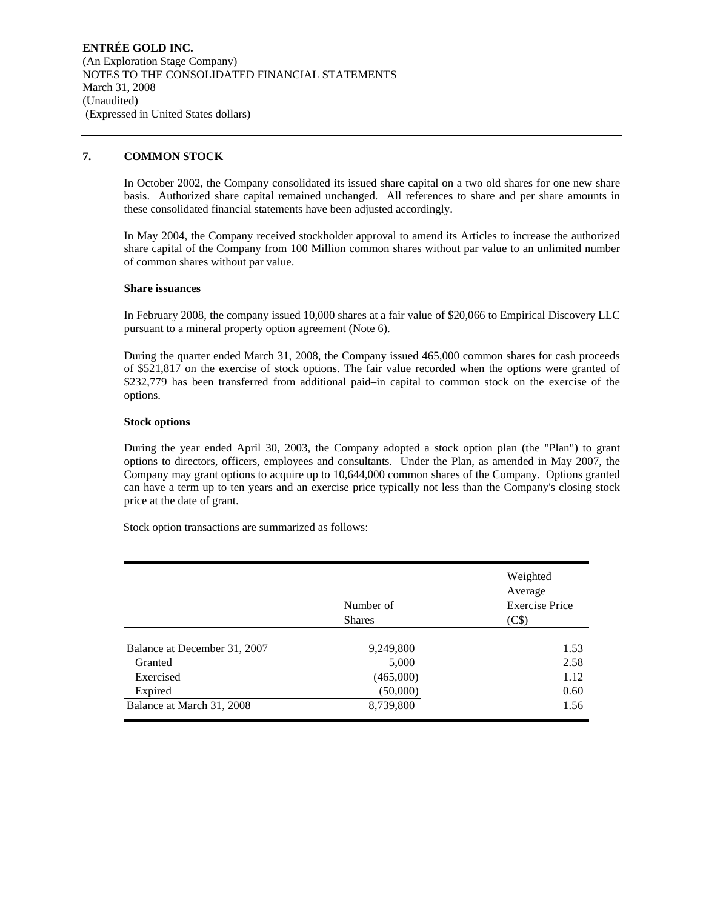**ENTRÉE GOLD INC.**
(An Exploration Stage Company)
NOTES TO THE CONSOLIDATED FINANCIAL STATEMENTS
March 31, 2008
(Unaudited)
(Expressed in United States dollars)

## 7. COMMON STOCK

In October 2002, the Company consolidated its issued share capital on a two old shares for one new share basis. Authorized share capital remained unchanged. All references to share and per share amounts in these consolidated financial statements have been adjusted accordingly.

In May 2004, the Company received stockholder approval to amend its Articles to increase the authorized share capital of the Company from 100 Million common shares without par value to an unlimited number of common shares without par value.

**Share issuances**

In February 2008, the company issued 10,000 shares at a fair value of $20,066 to Empirical Discovery LLC pursuant to a mineral property option agreement (Note 6).

During the quarter ended March 31, 2008, the Company issued 465,000 common shares for cash proceeds of $521,817 on the exercise of stock options. The fair value recorded when the options were granted of $232,779 has been transferred from additional paid–in capital to common stock on the exercise of the options.

**Stock options**

During the year ended April 30, 2003, the Company adopted a stock option plan (the "Plan") to grant options to directors, officers, employees and consultants. Under the Plan, as amended in May 2007, the Company may grant options to acquire up to 10,644,000 common shares of the Company. Options granted can have a term up to ten years and an exercise price typically not less than the Company's closing stock price at the date of grant.

Stock option transactions are summarized as follows:

| | Number of Shares | Weighted Average Exercise Price (C$) |
|---|---|---|
| Balance at December 31, 2007 | 9,249,800 | 1.53 |
| Granted | 5,000 | 2.58 |
| Exercised | (465,000) | 1.12 |
| Expired | (50,000) | 0.60 |
| Balance at March 31, 2008 | 8,739,800 | 1.56 |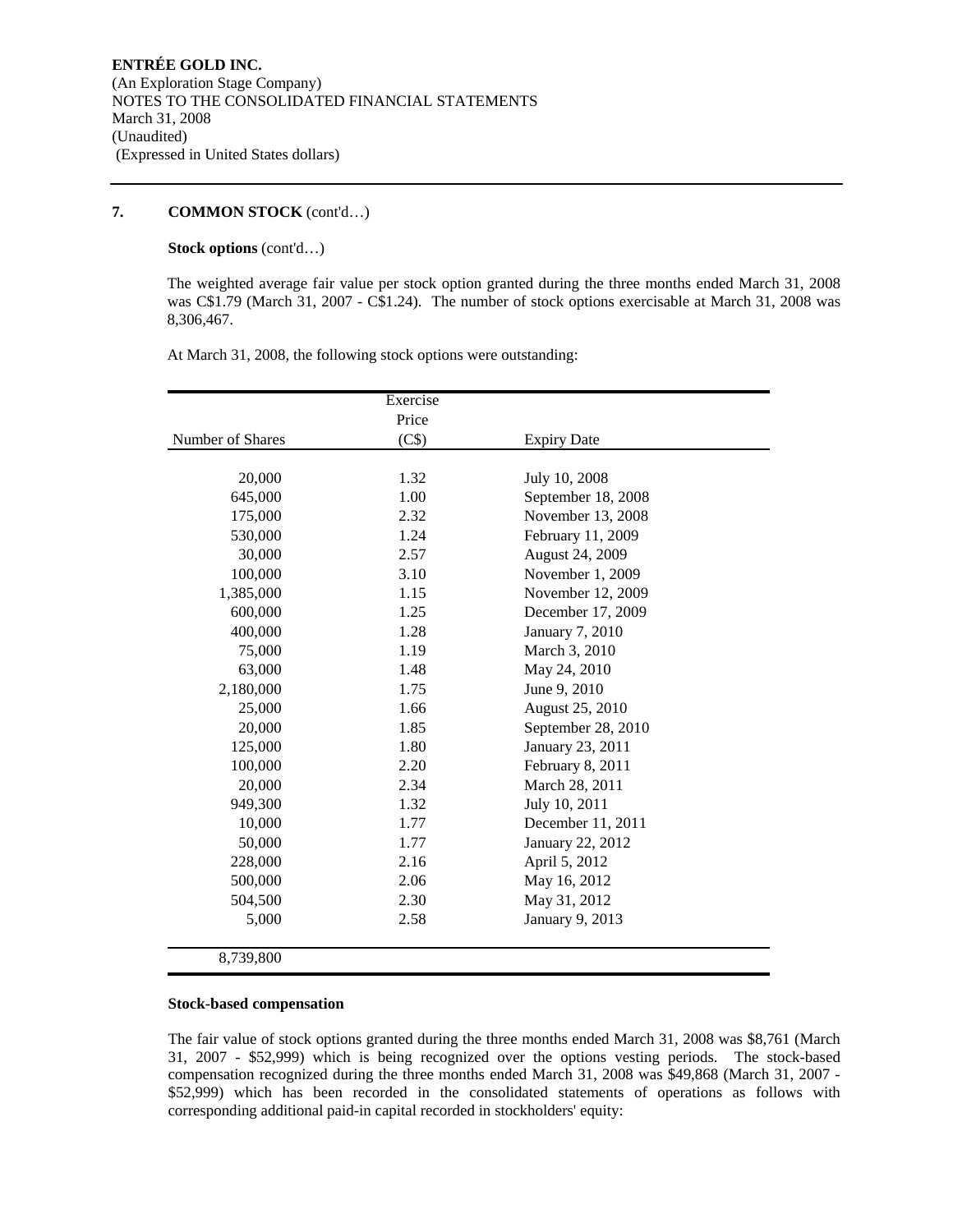**ENTRÉE GOLD INC.**
(An Exploration Stage Company)
NOTES TO THE CONSOLIDATED FINANCIAL STATEMENTS
March 31, 2008
(Unaudited)
(Expressed in United States dollars)

## 7. COMMON STOCK (cont'd…)

**Stock options** (cont'd…)

The weighted average fair value per stock option granted during the three months ended March 31, 2008 was C$1.79 (March 31, 2007 - C$1.24). The number of stock options exercisable at March 31, 2008 was 8,306,467.

At March 31, 2008, the following stock options were outstanding:

| Number of Shares | Exercise Price (C$) | Expiry Date |
|---|---|---|
| 20,000 | 1.32 | July 10, 2008 |
| 645,000 | 1.00 | September 18, 2008 |
| 175,000 | 2.32 | November 13, 2008 |
| 530,000 | 1.24 | February 11, 2009 |
| 30,000 | 2.57 | August 24, 2009 |
| 100,000 | 3.10 | November 1, 2009 |
| 1,385,000 | 1.15 | November 12, 2009 |
| 600,000 | 1.25 | December 17, 2009 |
| 400,000 | 1.28 | January 7, 2010 |
| 75,000 | 1.19 | March 3, 2010 |
| 63,000 | 1.48 | May 24, 2010 |
| 2,180,000 | 1.75 | June 9, 2010 |
| 25,000 | 1.66 | August 25, 2010 |
| 20,000 | 1.85 | September 28, 2010 |
| 125,000 | 1.80 | January 23, 2011 |
| 100,000 | 2.20 | February 8, 2011 |
| 20,000 | 2.34 | March 28, 2011 |
| 949,300 | 1.32 | July 10, 2011 |
| 10,000 | 1.77 | December 11, 2011 |
| 50,000 | 1.77 | January 22, 2012 |
| 228,000 | 2.16 | April 5, 2012 |
| 500,000 | 2.06 | May 16, 2012 |
| 504,500 | 2.30 | May 31, 2012 |
| 5,000 | 2.58 | January 9, 2013 |
| 8,739,800 | | |

**Stock-based compensation**

The fair value of stock options granted during the three months ended March 31, 2008 was $8,761 (March 31, 2007 - $52,999) which is being recognized over the options vesting periods. The stock-based compensation recognized during the three months ended March 31, 2008 was $49,868 (March 31, 2007 - $52,999) which has been recorded in the consolidated statements of operations as follows with corresponding additional paid-in capital recorded in stockholders' equity: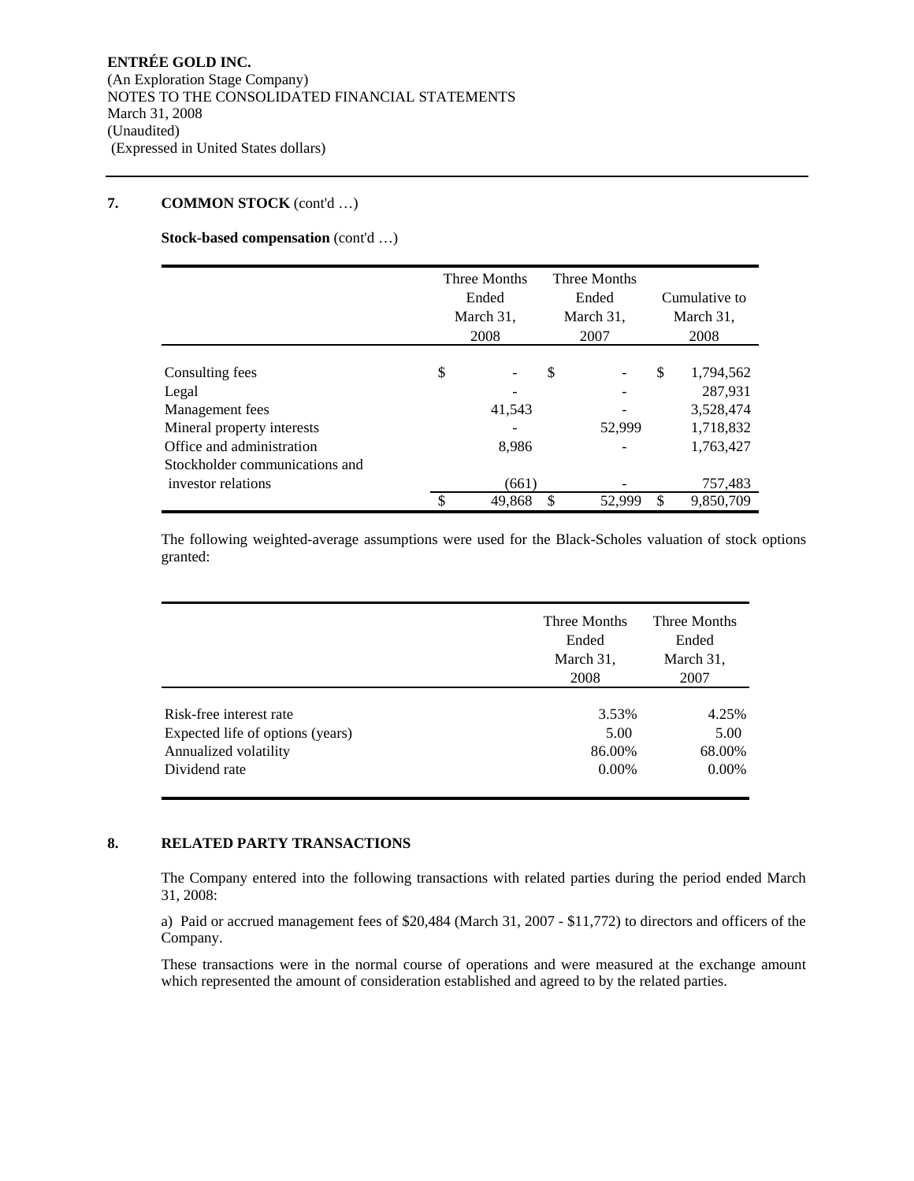**ENTRÉE GOLD INC.**
(An Exploration Stage Company)
NOTES TO THE CONSOLIDATED FINANCIAL STATEMENTS
March 31, 2008
(Unaudited)
(Expressed in United States dollars)

## 7. COMMON STOCK (cont'd …)

**Stock-based compensation** (cont'd …)

| | Three Months Ended March 31, 2008 | Three Months Ended March 31, 2007 | Cumulative to March 31, 2008 |
|---|---|---|---|
| Consulting fees | $ - | $ - | $ 1,794,562 |
| Legal | - | - | 287,931 |
| Management fees | 41,543 | - | 3,528,474 |
| Mineral property interests | - | 52,999 | 1,718,832 |
| Office and administration | 8,986 | - | 1,763,427 |
| Stockholder communications and investor relations | (661) | - | 757,483 |
| | $ 49,868 | $ 52,999 | $ 9,850,709 |

The following weighted-average assumptions were used for the Black-Scholes valuation of stock options granted:

| | Three Months Ended March 31, 2008 | Three Months Ended March 31, 2007 |
|---|---|---|
| Risk-free interest rate | 3.53% | 4.25% |
| Expected life of options (years) | 5.00 | 5.00 |
| Annualized volatility | 86.00% | 68.00% |
| Dividend rate | 0.00% | 0.00% |

## 8. RELATED PARTY TRANSACTIONS

The Company entered into the following transactions with related parties during the period ended March 31, 2008:

a) Paid or accrued management fees of $20,484 (March 31, 2007 - $11,772) to directors and officers of the Company.

These transactions were in the normal course of operations and were measured at the exchange amount which represented the amount of consideration established and agreed to by the related parties.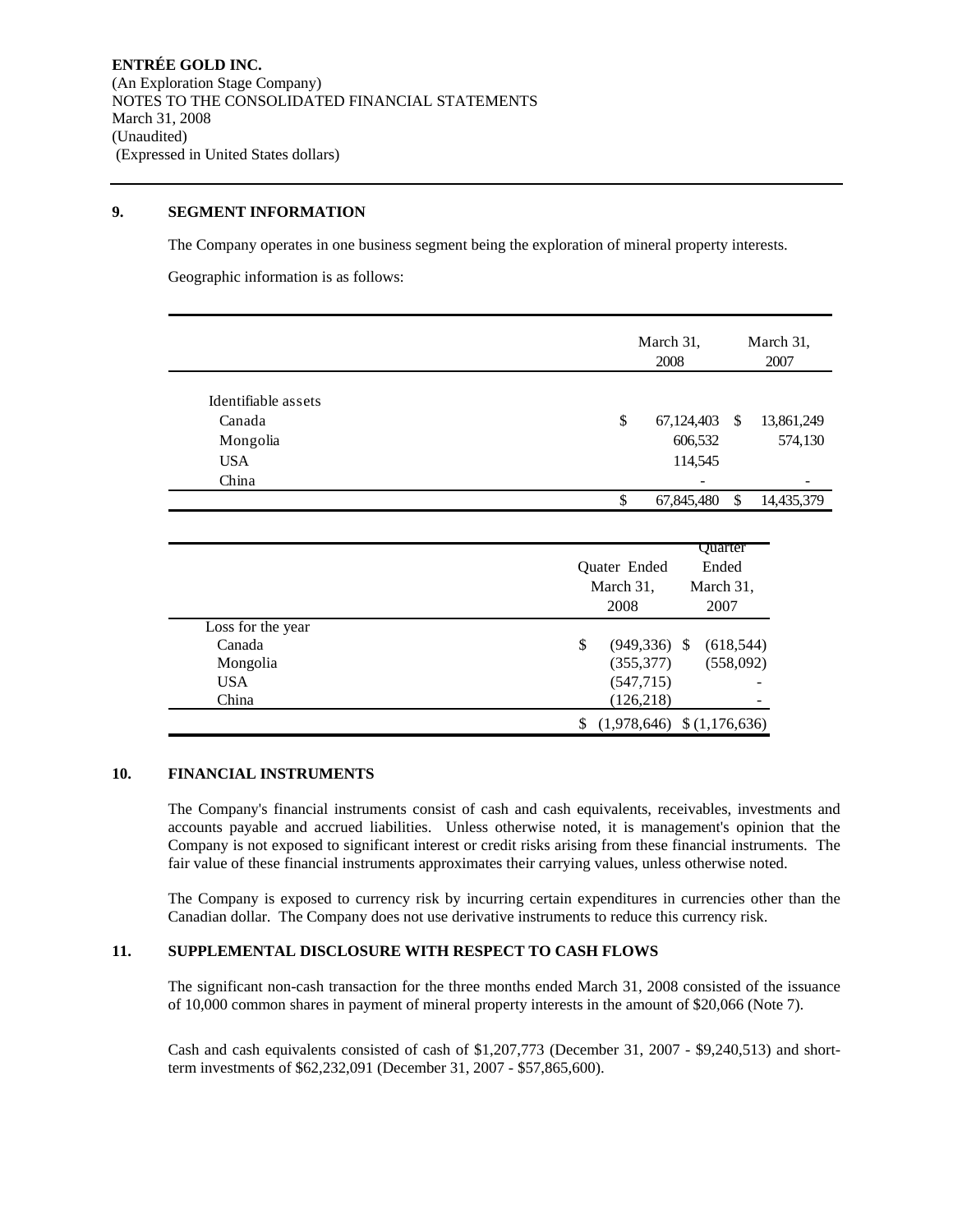**ENTRÉE GOLD INC.**
(An Exploration Stage Company)
NOTES TO THE CONSOLIDATED FINANCIAL STATEMENTS
March 31, 2008
(Unaudited)
(Expressed in United States dollars)

## 9. SEGMENT INFORMATION

The Company operates in one business segment being the exploration of mineral property interests.

Geographic information is as follows:

| | March 31, 2008 | March 31, 2007 |
|---|---|---|
| Identifiable assets | | |
| Canada | $ 67,124,403 | $ 13,861,249 |
| Mongolia | 606,532 | 574,130 |
| USA | 114,545 | |
| China | - | - |
| | $ 67,845,480 | $ 14,435,379 |

| | Quater Ended March 31, 2008 | Quarter Ended March 31, 2007 |
|---|---|---|
| Loss for the year | | |
| Canada | $ (949,336) | $ (618,544) |
| Mongolia | (355,377) | (558,092) |
| USA | (547,715) | - |
| China | (126,218) | - |
| | $ (1,978,646) | $ (1,176,636) |

## 10. FINANCIAL INSTRUMENTS

The Company's financial instruments consist of cash and cash equivalents, receivables, investments and accounts payable and accrued liabilities. Unless otherwise noted, it is management's opinion that the Company is not exposed to significant interest or credit risks arising from these financial instruments. The fair value of these financial instruments approximates their carrying values, unless otherwise noted.

The Company is exposed to currency risk by incurring certain expenditures in currencies other than the Canadian dollar. The Company does not use derivative instruments to reduce this currency risk.

## 11. SUPPLEMENTAL DISCLOSURE WITH RESPECT TO CASH FLOWS

The significant non-cash transaction for the three months ended March 31, 2008 consisted of the issuance of 10,000 common shares in payment of mineral property interests in the amount of $20,066 (Note 7).

Cash and cash equivalents consisted of cash of $1,207,773 (December 31, 2007 - $9,240,513) and short-term investments of $62,232,091 (December 31, 2007 - $57,865,600).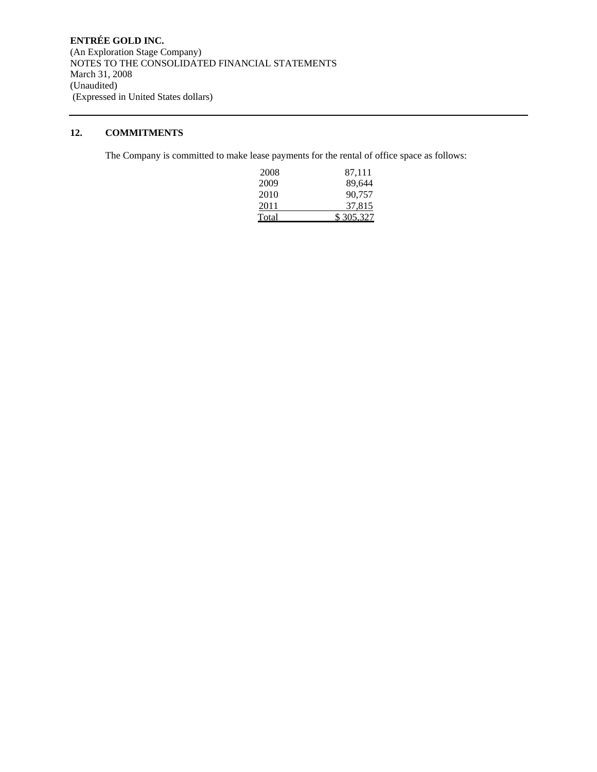**ENTRÉE GOLD INC.**
(An Exploration Stage Company)
NOTES TO THE CONSOLIDATED FINANCIAL STATEMENTS
March 31, 2008
(Unaudited)
(Expressed in United States dollars)

## 12. COMMITMENTS

The Company is committed to make lease payments for the rental of office space as follows:

| | |
|---|---|
| 2008 | 87,111 |
| 2009 | 89,644 |
| 2010 | 90,757 |
| 2011 | 37,815 |
| Total | $ 305,327 |